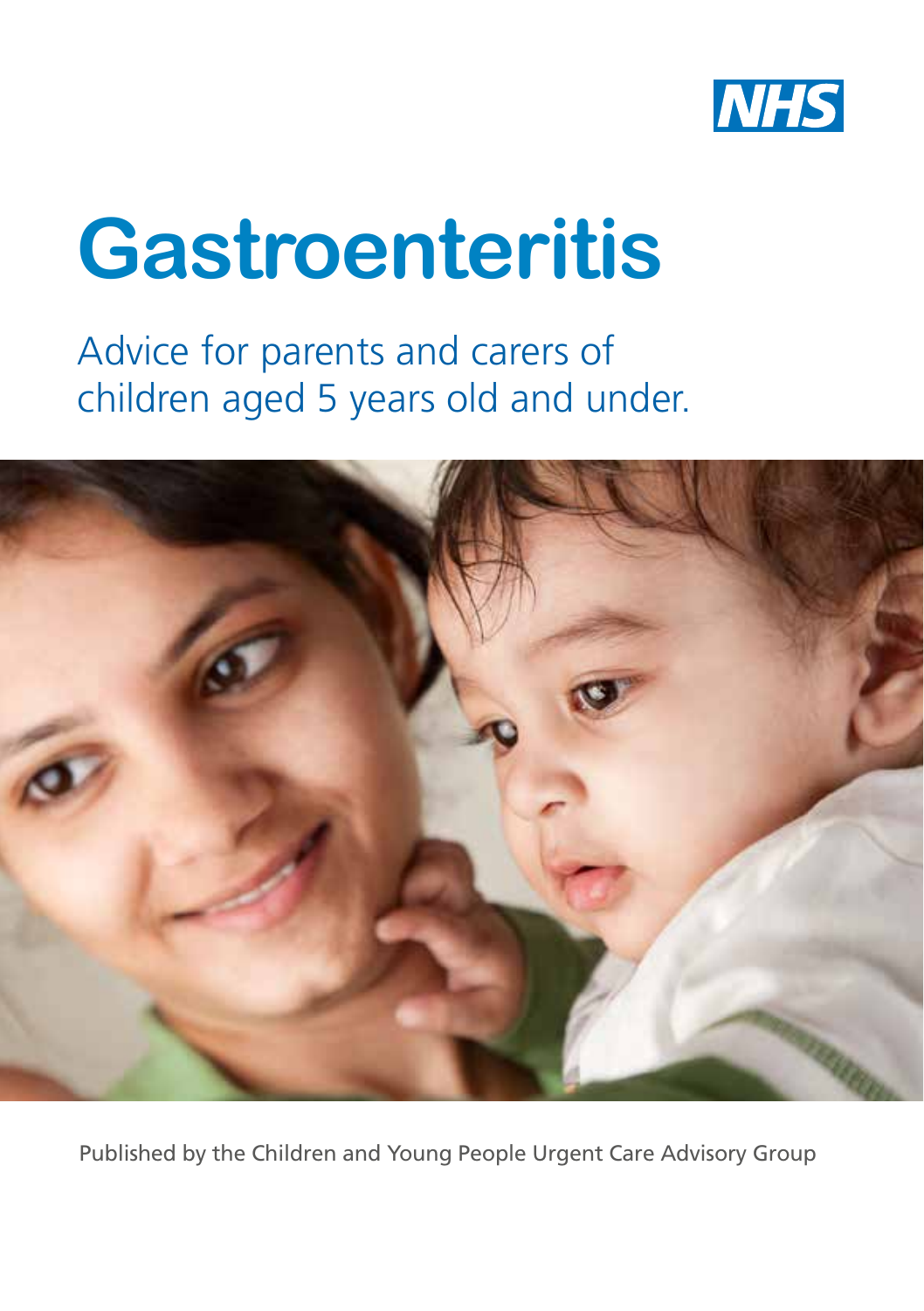NHS

# Gastroenteritis

## Advice for parents and carers of children aged 5 years old and under.

Published by the Children and Young People Urgent Care Advisory Group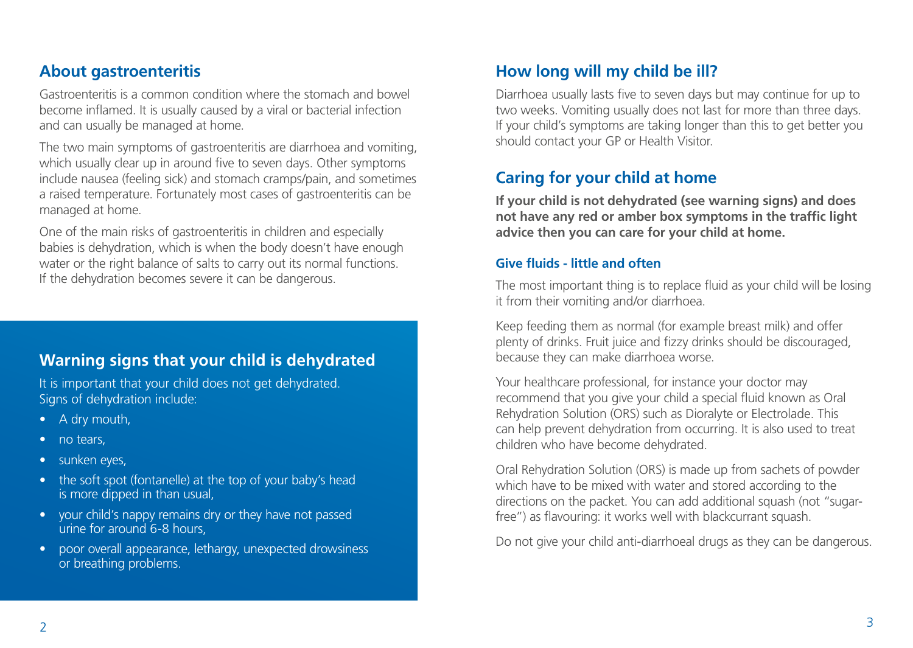## About gastroenteritis

Gastroenteritis is a common condition where the stomach and bowel become inflamed. It is usually caused by a viral or bacterial infection and can usually be managed at home.

The two main symptoms of gastroenteritis are diarrhoea and vomiting, which usually clear up in around five to seven days. Other symptoms include nausea (feeling sick) and stomach cramps/pain, and sometimes a raised temperature. Fortunately most cases of gastroenteritis can be managed at home.

One of the main risks of gastroenteritis in children and especially babies is dehydration, which is when the body doesn't have enough water or the right balance of salts to carry out its normal functions. If the dehydration becomes severe it can be dangerous.

## Warning signs that your child is dehydrated

It is important that your child does not get dehydrated. Signs of dehydration include:

- A dry mouth,
- no tears,
- sunken eyes,
- the soft spot (fontanelle) at the top of your baby's head is more dipped in than usual,
- your child's nappy remains dry or they have not passed urine for around 6-8 hours,
- poor overall appearance, lethargy, unexpected drowsiness or breathing problems.

## How long will my child be ill?

Diarrhoea usually lasts five to seven days but may continue for up to two weeks. Vomiting usually does not last for more than three days. If your child's symptoms are taking longer than this to get better you should contact your GP or Health Visitor.

## Caring for your child at home

**If your child is not dehydrated (see warning signs) and does not have any red or amber box symptoms in the traffic light advice then you can care for your child at home.**

### Give fluids - little and often

The most important thing is to replace fluid as your child will be losing it from their vomiting and/or diarrhoea.

Keep feeding them as normal (for example breast milk) and offer plenty of drinks. Fruit juice and fizzy drinks should be discouraged, because they can make diarrhoea worse.

Your healthcare professional, for instance your doctor may recommend that you give your child a special fluid known as Oral Rehydration Solution (ORS) such as Dioralyte or Electrolade. This can help prevent dehydration from occurring. It is also used to treat children who have become dehydrated.

Oral Rehydration Solution (ORS) is made up from sachets of powder which have to be mixed with water and stored according to the directions on the packet. You can add additional squash (not "sugar-free") as flavouring: it works well with blackcurrant squash.

Do not give your child anti-diarrhoeal drugs as they can be dangerous.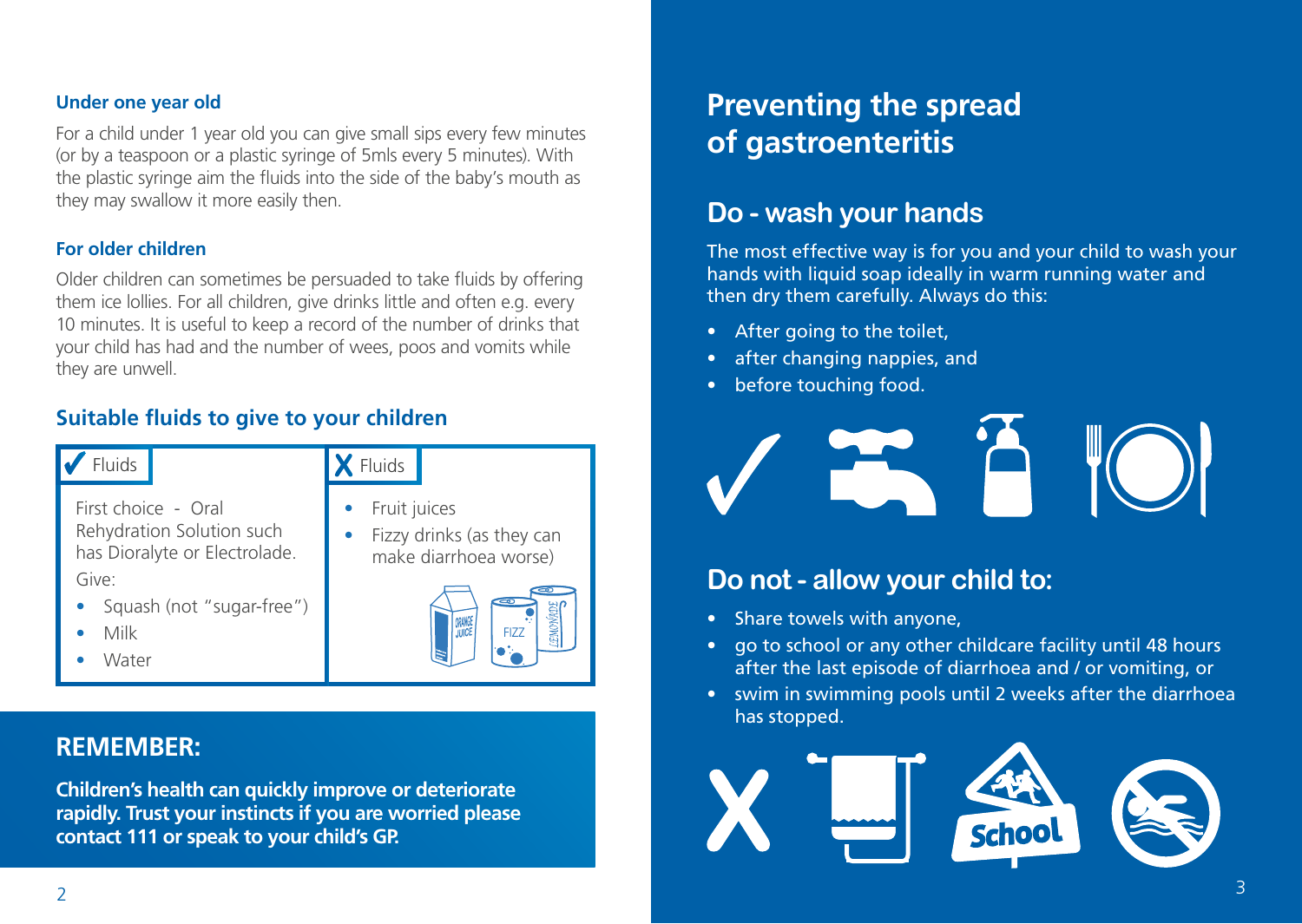### Under one year old

For a child under 1 year old you can give small sips every few minutes (or by a teaspoon or a plastic syringe of 5mls every 5 minutes). With the plastic syringe aim the fluids into the side of the baby's mouth as they may swallow it more easily then.

### For older children

Older children can sometimes be persuaded to take fluids by offering them ice lollies. For all children, give drinks little and often e.g. every 10 minutes. It is useful to keep a record of the number of drinks that your child has had and the number of wees, poos and vomits while they are unwell.

## Suitable fluids to give to your children

| ✔ Fluids | ✘ Fluids |
|---|---|
| First choice - Oral Rehydration Solution such has Dioralyte or Electrolade.<br>Give:<br>• Squash (not "sugar-free")<br>• Milk<br>• Water | • Fruit juices<br>• Fizzy drinks (as they can make diarrhoea worse) |

## REMEMBER:

**Children's health can quickly improve or deteriorate rapidly. Trust your instincts if you are worried please contact 111 or speak to your child's GP.**

# Preventing the spread of gastroenteritis

## Do - wash your hands

The most effective way is for you and your child to wash your hands with liquid soap ideally in warm running water and then dry them carefully. Always do this:

- After going to the toilet,
- after changing nappies, and
- before touching food.

## Do not - allow your child to:

- Share towels with anyone,
- go to school or any other childcare facility until 48 hours after the last episode of diarrhoea and / or vomiting, or
- swim in swimming pools until 2 weeks after the diarrhoea has stopped.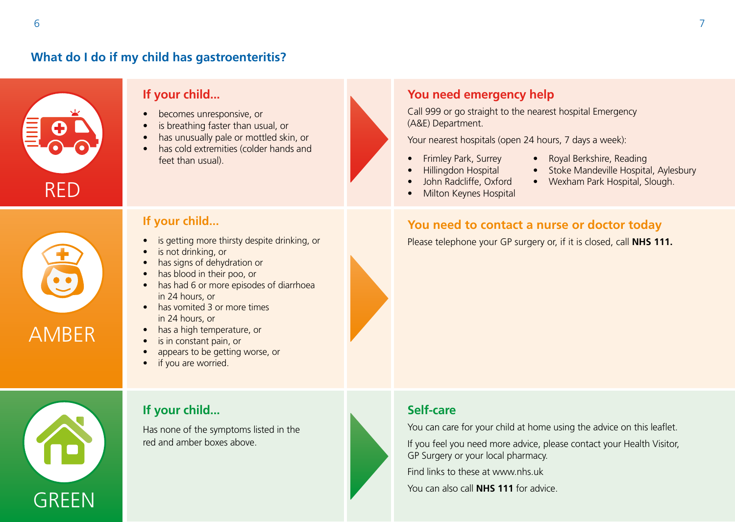## What do I do if my child has gastroenteritis?

### RED

**If your child...**

- becomes unresponsive, or
- is breathing faster than usual, or
- has unusually pale or mottled skin, or
- has cold extremities (colder hands and feet than usual).

**You need emergency help**

Call 999 or go straight to the nearest hospital Emergency (A&E) Department.

Your nearest hospitals (open 24 hours, 7 days a week):

- Frimley Park, Surrey
- Hillingdon Hospital
- John Radcliffe, Oxford
- Milton Keynes Hospital
- Royal Berkshire, Reading
- Stoke Mandeville Hospital, Aylesbury
- Wexham Park Hospital, Slough.

### AMBER

**If your child...**

- is getting more thirsty despite drinking, or
- is not drinking, or
- has signs of dehydration or
- has blood in their poo, or
- has had 6 or more episodes of diarrhoea in 24 hours, or
- has vomited 3 or more times in 24 hours, or
- has a high temperature, or
- is in constant pain, or
- appears to be getting worse, or
- if you are worried.

**You need to contact a nurse or doctor today**

Please telephone your GP surgery or, if it is closed, call **NHS 111.**

### GREEN

**If your child...**

Has none of the symptoms listed in the red and amber boxes above.

**Self-care**

You can care for your child at home using the advice on this leaflet.

If you feel you need more advice, please contact your Health Visitor, GP Surgery or your local pharmacy.

Find links to these at www.nhs.uk

You can also call **NHS 111** for advice.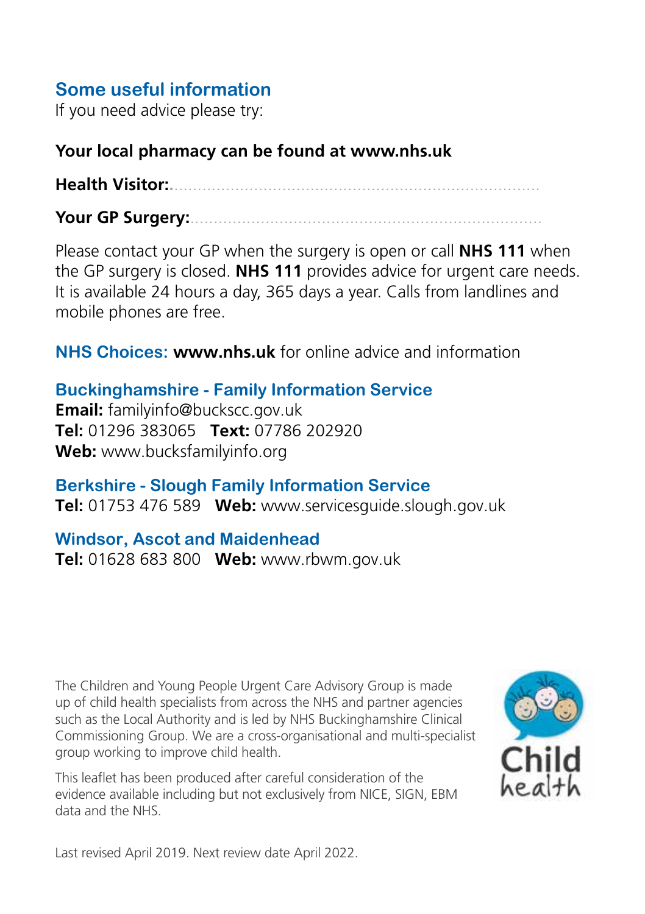## Some useful information

If you need advice please try:

**Your local pharmacy can be found at www.nhs.uk**

**Health Visitor:**...........................................................................

**Your GP Surgery:**........................................................................

Please contact your GP when the surgery is open or call **NHS 111** when the GP surgery is closed. **NHS 111** provides advice for urgent care needs. It is available 24 hours a day, 365 days a year. Calls from landlines and mobile phones are free.

**NHS Choices:** **www.nhs.uk** for online advice and information

### Buckinghamshire - Family Information Service

**Email:** familyinfo@buckscc.gov.uk
**Tel:** 01296 383065 **Text:** 07786 202920
**Web:** www.bucksfamilyinfo.org

### Berkshire - Slough Family Information Service

**Tel:** 01753 476 589 **Web:** www.servicesguide.slough.gov.uk

### Windsor, Ascot and Maidenhead

**Tel:** 01628 683 800 **Web:** www.rbwm.gov.uk

The Children and Young People Urgent Care Advisory Group is made up of child health specialists from across the NHS and partner agencies such as the Local Authority and is led by NHS Buckinghamshire Clinical Commissioning Group. We are a cross-organisational and multi-specialist group working to improve child health.

This leaflet has been produced after careful consideration of the evidence available including but not exclusively from NICE, SIGN, EBM data and the NHS.

Child health

Last revised April 2019. Next review date April 2022.